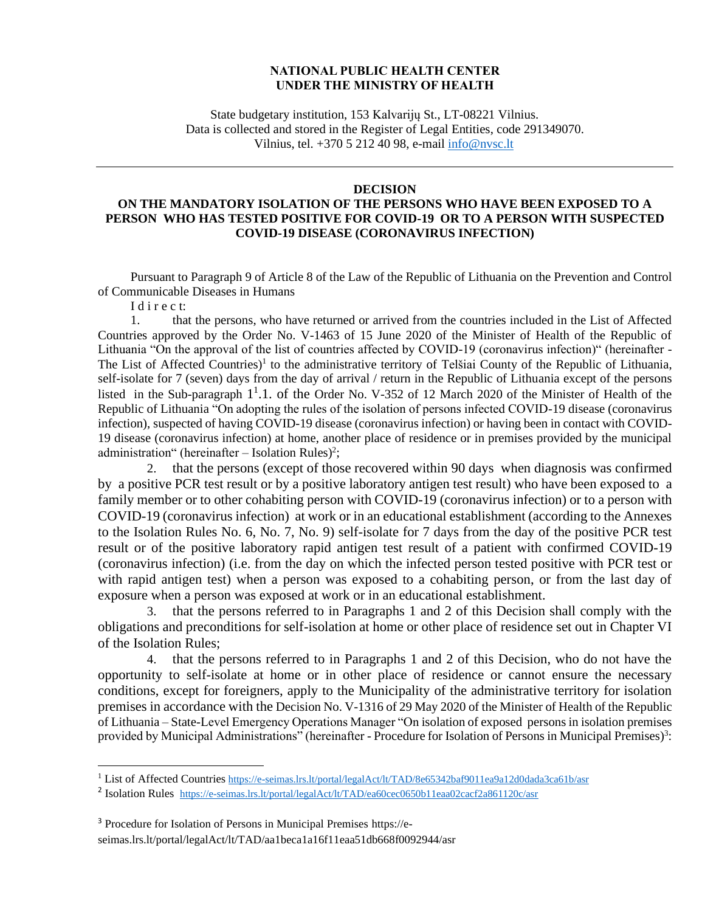**NATIONAL PUBLIC HEALTH CENTER**
**UNDER THE MINISTRY OF HEALTH**

State budgetary institution, 153 Kalvarijų St., LT-08221 Vilnius.
Data is collected and stored in the Register of Legal Entities, code 291349070.
Vilnius, tel. +370 5 212 40 98, e-mail info@nvsc.lt

---

# DECISION
## ON THE MANDATORY ISOLATION OF THE PERSONS WHO HAVE BEEN EXPOSED TO A PERSON WHO HAS TESTED POSITIVE FOR COVID-19 OR TO A PERSON WITH SUSPECTED COVID-19 DISEASE (CORONAVIRUS INFECTION)

Pursuant to Paragraph 9 of Article 8 of the Law of the Republic of Lithuania on the Prevention and Control of Communicable Diseases in Humans

I d i r e c t:

1. that the persons, who have returned or arrived from the countries included in the List of Affected Countries approved by the Order No. V-1463 of 15 June 2020 of the Minister of Health of the Republic of Lithuania "On the approval of the list of countries affected by COVID-19 (coronavirus infection)" (hereinafter - The List of Affected Countries)[1] to the administrative territory of Telšiai County of the Republic of Lithuania, self-isolate for 7 (seven) days from the day of arrival / return in the Republic of Lithuania except of the persons listed in the Sub-paragraph $1^1$.1. of the Order No. V-352 of 12 March 2020 of the Minister of Health of the Republic of Lithuania "On adopting the rules of the isolation of persons infected COVID-19 disease (coronavirus infection), suspected of having COVID-19 disease (coronavirus infection) or having been in contact with COVID-19 disease (coronavirus infection) at home, another place of residence or in premises provided by the municipal administration" (hereinafter – Isolation Rules)[2];

2. that the persons (except of those recovered within 90 days when diagnosis was confirmed by a positive PCR test result or by a positive laboratory antigen test result) who have been exposed to a family member or to other cohabiting person with COVID-19 (coronavirus infection) or to a person with COVID-19 (coronavirus infection) at work or in an educational establishment (according to the Annexes to the Isolation Rules No. 6, No. 7, No. 9) self-isolate for 7 days from the day of the positive PCR test result or of the positive laboratory rapid antigen test result of a patient with confirmed COVID-19 (coronavirus infection) (i.e. from the day on which the infected person tested positive with PCR test or with rapid antigen test) when a person was exposed to a cohabiting person, or from the last day of exposure when a person was exposed at work or in an educational establishment.

3. that the persons referred to in Paragraphs 1 and 2 of this Decision shall comply with the obligations and preconditions for self-isolation at home or other place of residence set out in Chapter VI of the Isolation Rules;

4. that the persons referred to in Paragraphs 1 and 2 of this Decision, who do not have the opportunity to self-isolate at home or in other place of residence or cannot ensure the necessary conditions, except for foreigners, apply to the Municipality of the administrative territory for isolation premises in accordance with the Decision No. V-1316 of 29 May 2020 of the Minister of Health of the Republic of Lithuania – State-Level Emergency Operations Manager "On isolation of exposed persons in isolation premises provided by Municipal Administrations" (hereinafter - Procedure for Isolation of Persons in Municipal Premises)[3]:

---

[1] List of Affected Countries https://e-seimas.lrs.lt/portal/legalAct/lt/TAD/8e65342baf9011ea9a12d0dada3ca61b/asr

[2] Isolation Rules https://e-seimas.lrs.lt/portal/legalAct/lt/TAD/ea60cec0650b11eaa02cacf2a861120c/asr

[3] Procedure for Isolation of Persons in Municipal Premises https://e-seimas.lrs.lt/portal/legalAct/lt/TAD/aa1beca1a16f11eaa51db668f0092944/asr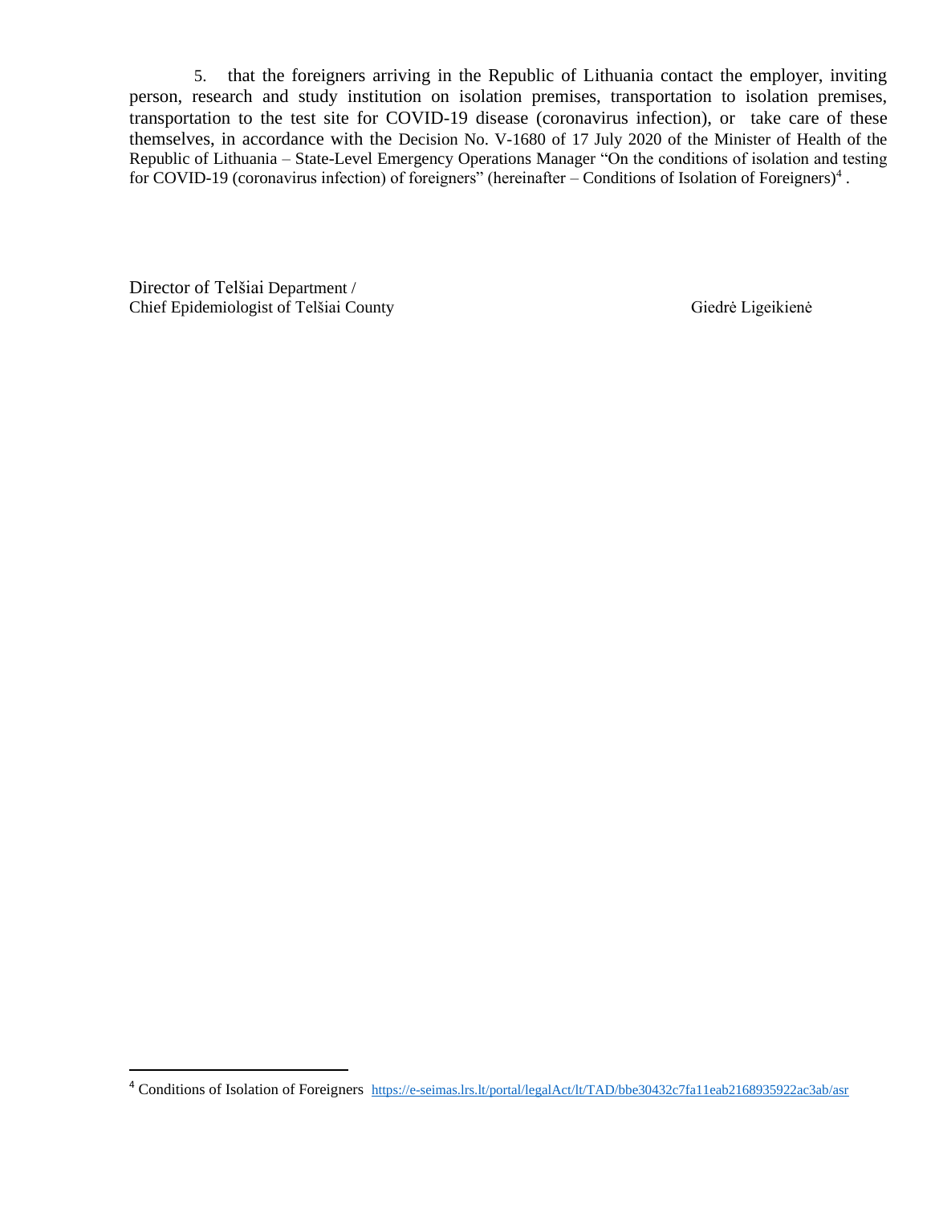5. that the foreigners arriving in the Republic of Lithuania contact the employer, inviting person, research and study institution on isolation premises, transportation to isolation premises, transportation to the test site for COVID-19 disease (coronavirus infection), or take care of these themselves, in accordance with the Decision No. V-1680 of 17 July 2020 of the Minister of Health of the Republic of Lithuania – State-Level Emergency Operations Manager "On the conditions of isolation and testing for COVID-19 (coronavirus infection) of foreigners" (hereinafter – Conditions of Isolation of Foreigners)[4] .

Director of Telšiai Department /
Chief Epidemiologist of Telšiai County Giedrė Ligeikienė

---

[4] Conditions of Isolation of Foreigners https://e-seimas.lrs.lt/portal/legalAct/lt/TAD/bbe30432c7fa11eab2168935922ac3ab/asr